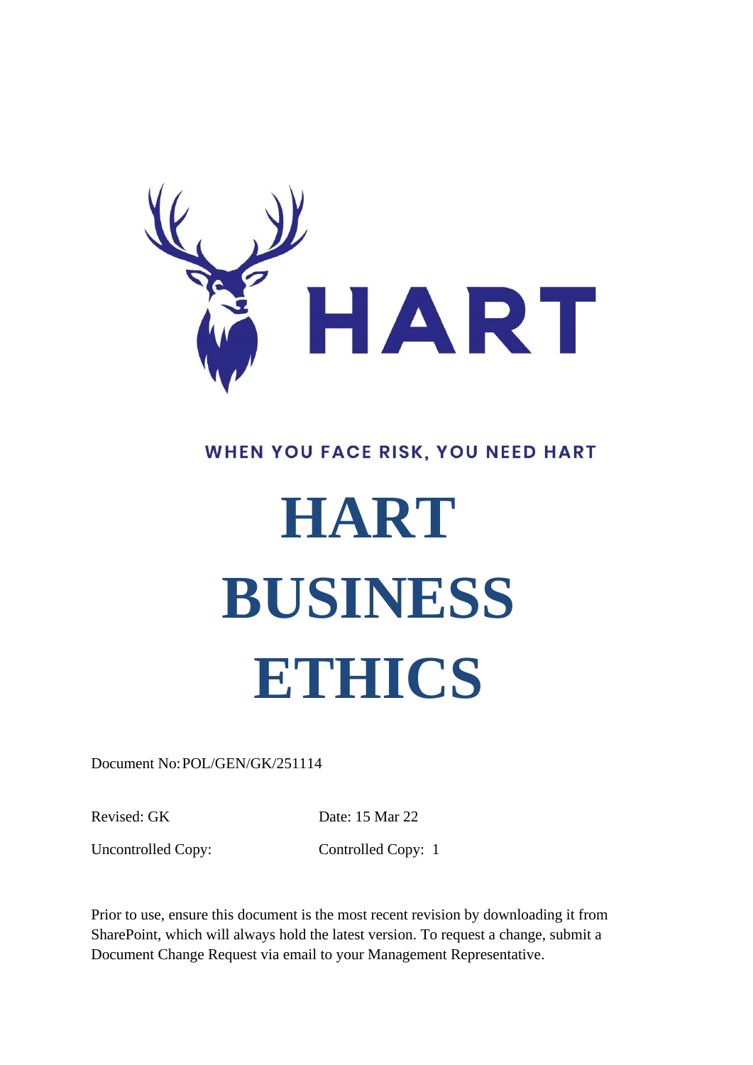HART

WHEN YOU FACE RISK, YOU NEED HART

# HART BUSINESS ETHICS

Document No: POL/GEN/GK/251114

| | |
|---|---|
| Revised: GK | Date: 15 Mar 22 |
| Uncontrolled Copy: | Controlled Copy: 1 |

Prior to use, ensure this document is the most recent revision by downloading it from SharePoint, which will always hold the latest version. To request a change, submit a Document Change Request via email to your Management Representative.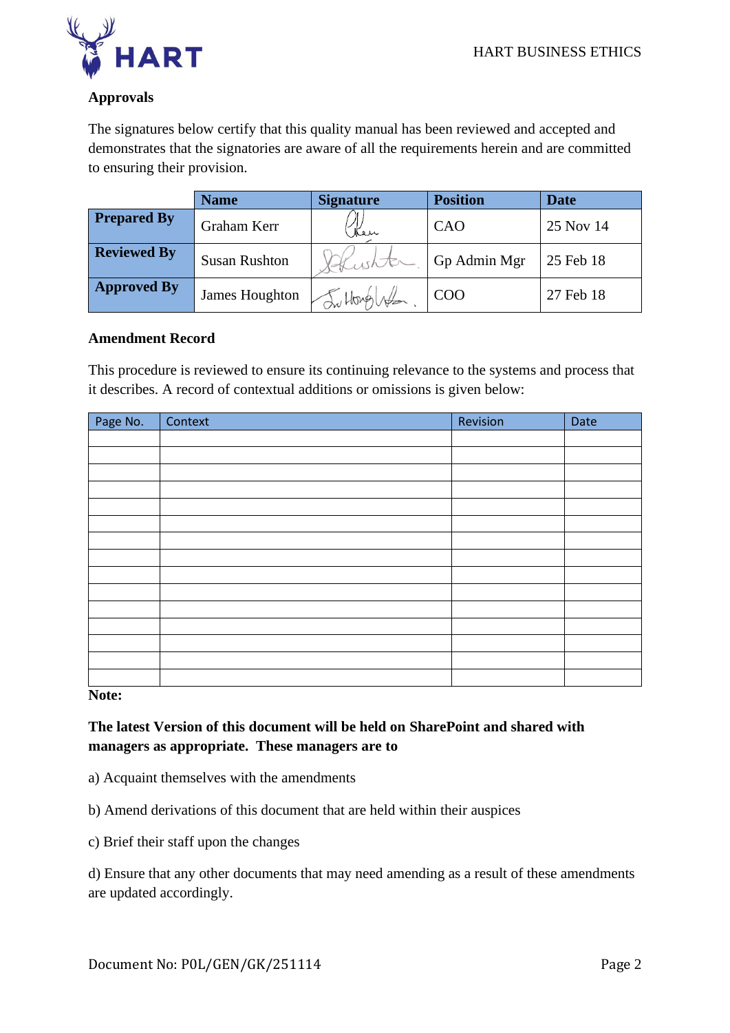## Approvals

The signatures below certify that this quality manual has been reviewed and accepted and demonstrates that the signatories are aware of all the requirements herein and are committed to ensuring their provision.

| | Name | Signature | Position | Date |
|---|---|---|---|---|
| **Prepared By** | Graham Kerr | GKerr | CAO | 25 Nov 14 |
| **Reviewed By** | Susan Rushton | SRushton | Gp Admin Mgr | 25 Feb 18 |
| **Approved By** | James Houghton | JW Houghton | COO | 27 Feb 18 |

## Amendment Record

This procedure is reviewed to ensure its continuing relevance to the systems and process that it describes. A record of contextual additions or omissions is given below:

| Page No. | Context | Revision | Date |
|---|---|---|---|
| | | | |
| | | | |
| | | | |
| | | | |
| | | | |
| | | | |
| | | | |
| | | | |
| | | | |
| | | | |
| | | | |
| | | | |
| | | | |
| | | | |
| | | | |

**Note:**

**The latest Version of this document will be held on SharePoint and shared with managers as appropriate. These managers are to**

a) Acquaint themselves with the amendments

b) Amend derivations of this document that are held within their auspices

c) Brief their staff upon the changes

d) Ensure that any other documents that may need amending as a result of these amendments are updated accordingly.

Document No: P0L/GEN/GK/251114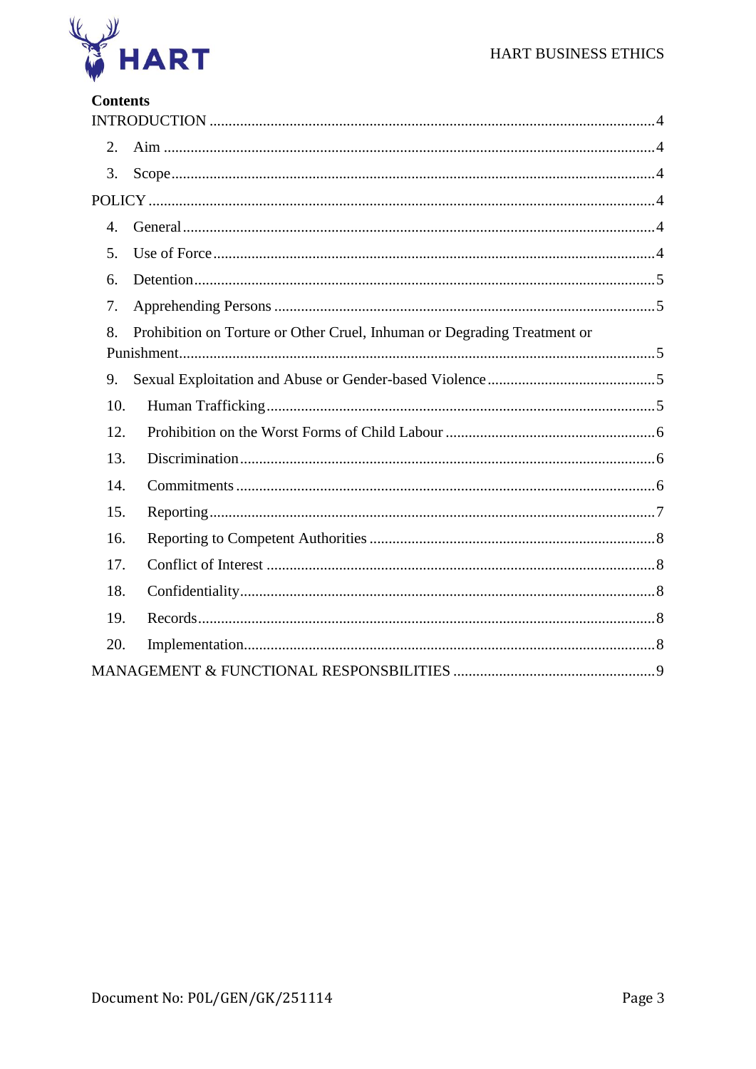**Contents**

INTRODUCTION .......... 4

2. Aim .......... 4

3. Scope .......... 4

POLICY .......... 4

4. General .......... 4

5. Use of Force .......... 4

6. Detention .......... 5

7. Apprehending Persons .......... 5

8. Prohibition on Torture or Other Cruel, Inhuman or Degrading Treatment or Punishment .......... 5

9. Sexual Exploitation and Abuse or Gender-based Violence .......... 5

10. Human Trafficking .......... 5

12. Prohibition on the Worst Forms of Child Labour .......... 6

13. Discrimination .......... 6

14. Commitments .......... 6

15. Reporting .......... 7

16. Reporting to Competent Authorities .......... 8

17. Conflict of Interest .......... 8

18. Confidentiality .......... 8

19. Records .......... 8

20. Implementation .......... 8

MANAGEMENT & FUNCTIONAL RESPONSBILITIES .......... 9

Document No: POL/GEN/GK/251114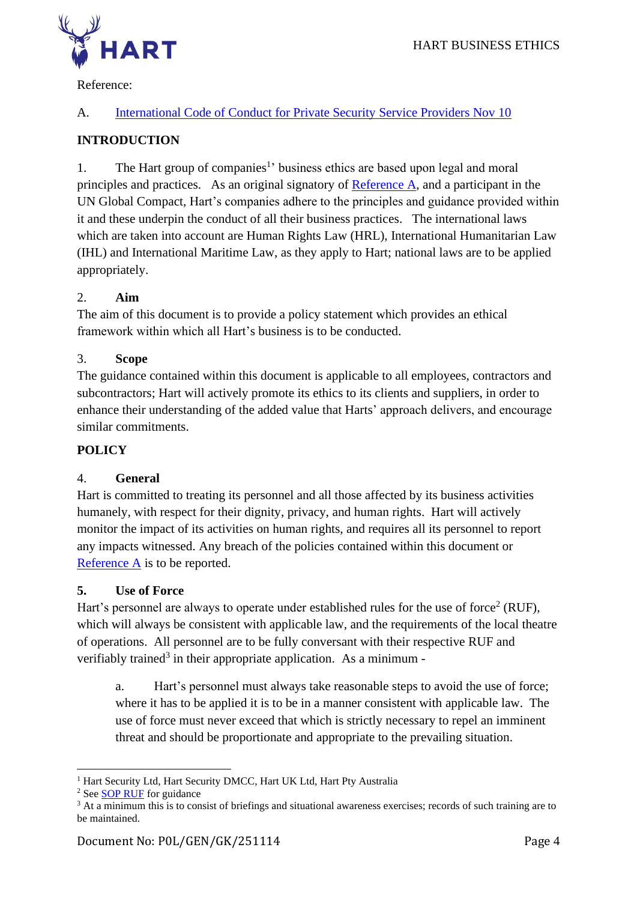Reference:

A. International Code of Conduct for Private Security Service Providers Nov 10

## INTRODUCTION

1. The Hart group of companies[1]' business ethics are based upon legal and moral principles and practices. As an original signatory of Reference A, and a participant in the UN Global Compact, Hart's companies adhere to the principles and guidance provided within it and these underpin the conduct of all their business practices. The international laws which are taken into account are Human Rights Law (HRL), International Humanitarian Law (IHL) and International Maritime Law, as they apply to Hart; national laws are to be applied appropriately.

### 2. Aim

The aim of this document is to provide a policy statement which provides an ethical framework within which all Hart's business is to be conducted.

### 3. Scope

The guidance contained within this document is applicable to all employees, contractors and subcontractors; Hart will actively promote its ethics to its clients and suppliers, in order to enhance their understanding of the added value that Harts' approach delivers, and encourage similar commitments.

## POLICY

### 4. General

Hart is committed to treating its personnel and all those affected by its business activities humanely, with respect for their dignity, privacy, and human rights. Hart will actively monitor the impact of its activities on human rights, and requires all its personnel to report any impacts witnessed. Any breach of the policies contained within this document or Reference A is to be reported.

### 5. Use of Force

Hart's personnel are always to operate under established rules for the use of force[2] (RUF), which will always be consistent with applicable law, and the requirements of the local theatre of operations. All personnel are to be fully conversant with their respective RUF and verifiably trained[3] in their appropriate application. As a minimum -

a. Hart's personnel must always take reasonable steps to avoid the use of force; where it has to be applied it is to be in a manner consistent with applicable law. The use of force must never exceed that which is strictly necessary to repel an imminent threat and should be proportionate and appropriate to the prevailing situation.

---

[1] Hart Security Ltd, Hart Security DMCC, Hart UK Ltd, Hart Pty Australia

[2] See SOP RUF for guidance

[3] At a minimum this is to consist of briefings and situational awareness exercises; records of such training are to be maintained.

Document No: POL/GEN/GK/251114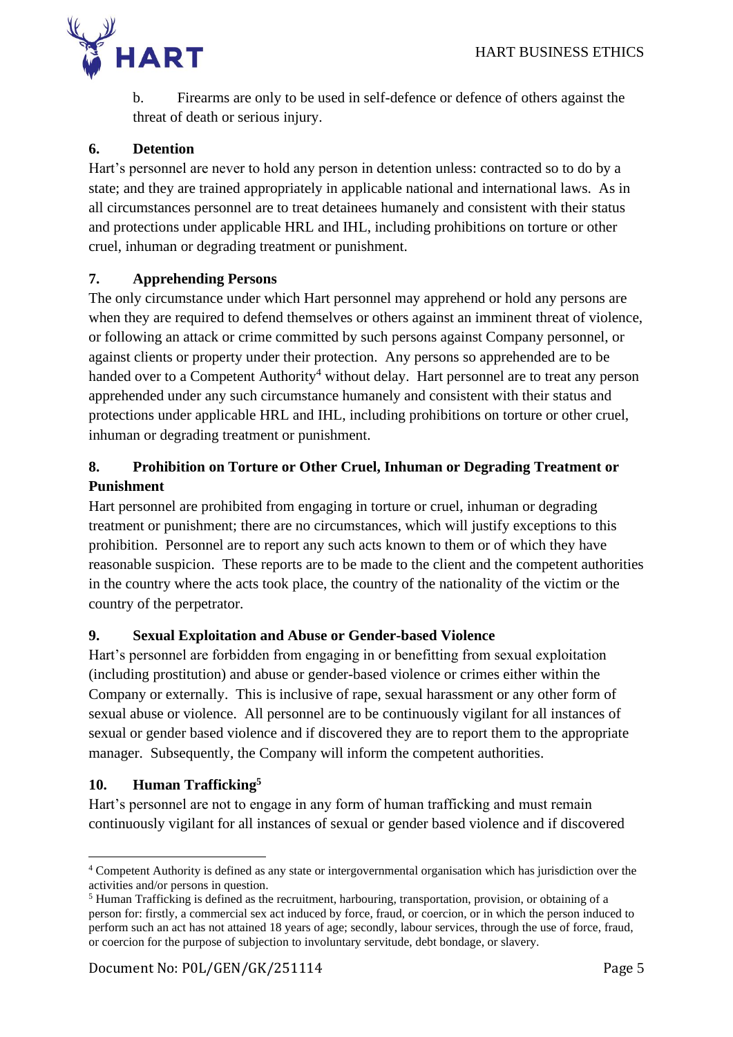b. Firearms are only to be used in self-defence or defence of others against the threat of death or serious injury.

### 6. Detention

Hart's personnel are never to hold any person in detention unless: contracted so to do by a state; and they are trained appropriately in applicable national and international laws. As in all circumstances personnel are to treat detainees humanely and consistent with their status and protections under applicable HRL and IHL, including prohibitions on torture or other cruel, inhuman or degrading treatment or punishment.

### 7. Apprehending Persons

The only circumstance under which Hart personnel may apprehend or hold any persons are when they are required to defend themselves or others against an imminent threat of violence, or following an attack or crime committed by such persons against Company personnel, or against clients or property under their protection. Any persons so apprehended are to be handed over to a Competent Authority[4] without delay. Hart personnel are to treat any person apprehended under any such circumstance humanely and consistent with their status and protections under applicable HRL and IHL, including prohibitions on torture or other cruel, inhuman or degrading treatment or punishment.

### 8. Prohibition on Torture or Other Cruel, Inhuman or Degrading Treatment or Punishment

Hart personnel are prohibited from engaging in torture or cruel, inhuman or degrading treatment or punishment; there are no circumstances, which will justify exceptions to this prohibition. Personnel are to report any such acts known to them or of which they have reasonable suspicion. These reports are to be made to the client and the competent authorities in the country where the acts took place, the country of the nationality of the victim or the country of the perpetrator.

### 9. Sexual Exploitation and Abuse or Gender-based Violence

Hart's personnel are forbidden from engaging in or benefitting from sexual exploitation (including prostitution) and abuse or gender-based violence or crimes either within the Company or externally. This is inclusive of rape, sexual harassment or any other form of sexual abuse or violence. All personnel are to be continuously vigilant for all instances of sexual or gender based violence and if discovered they are to report them to the appropriate manager. Subsequently, the Company will inform the competent authorities.

### 10. Human Trafficking[5]

Hart's personnel are not to engage in any form of human trafficking and must remain continuously vigilant for all instances of sexual or gender based violence and if discovered

---

[4] Competent Authority is defined as any state or intergovernmental organisation which has jurisdiction over the activities and/or persons in question.

[5] Human Trafficking is defined as the recruitment, harbouring, transportation, provision, or obtaining of a person for: firstly, a commercial sex act induced by force, fraud, or coercion, or in which the person induced to perform such an act has not attained 18 years of age; secondly, labour services, through the use of force, fraud, or coercion for the purpose of subjection to involuntary servitude, debt bondage, or slavery.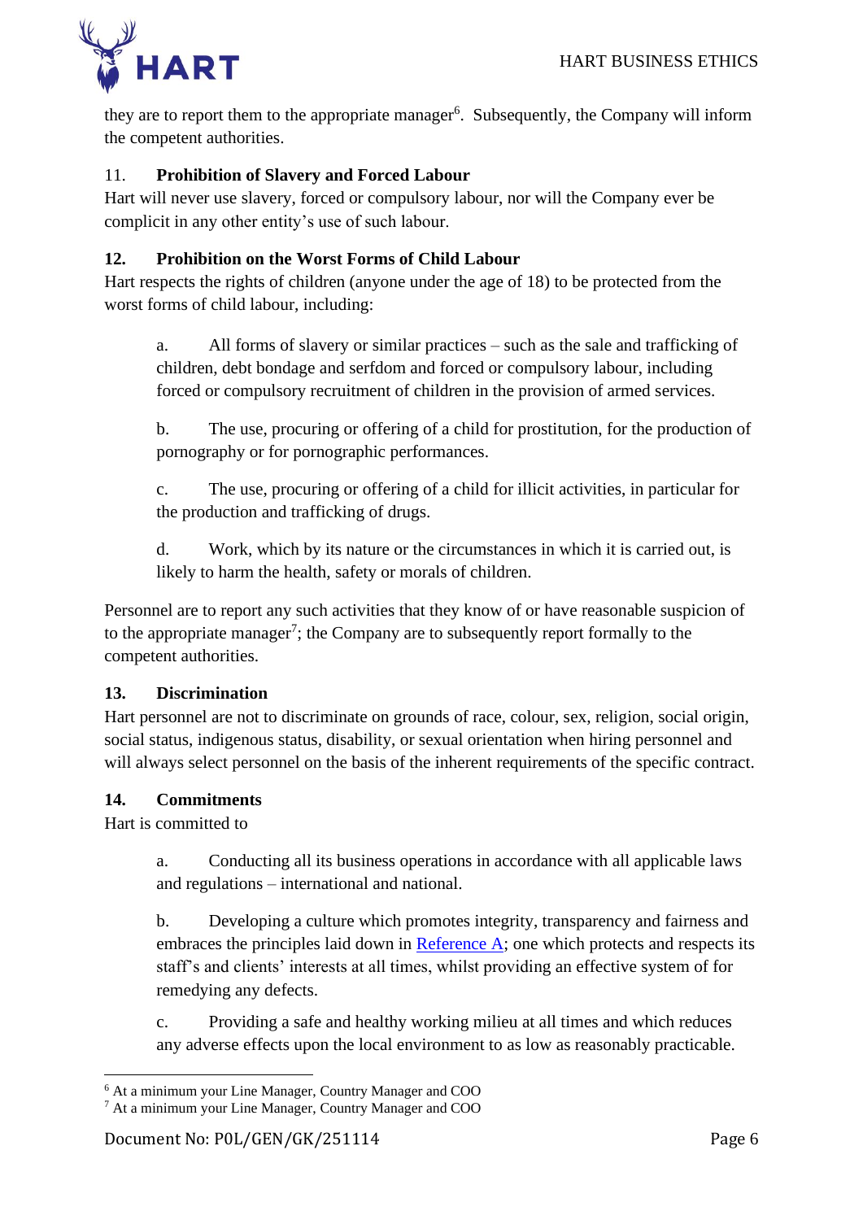they are to report them to the appropriate manager[6]. Subsequently, the Company will inform the competent authorities.

### 11. Prohibition of Slavery and Forced Labour

Hart will never use slavery, forced or compulsory labour, nor will the Company ever be complicit in any other entity's use of such labour.

### 12. Prohibition on the Worst Forms of Child Labour

Hart respects the rights of children (anyone under the age of 18) to be protected from the worst forms of child labour, including:

a. All forms of slavery or similar practices – such as the sale and trafficking of children, debt bondage and serfdom and forced or compulsory labour, including forced or compulsory recruitment of children in the provision of armed services.

b. The use, procuring or offering of a child for prostitution, for the production of pornography or for pornographic performances.

c. The use, procuring or offering of a child for illicit activities, in particular for the production and trafficking of drugs.

d. Work, which by its nature or the circumstances in which it is carried out, is likely to harm the health, safety or morals of children.

Personnel are to report any such activities that they know of or have reasonable suspicion of to the appropriate manager[7]; the Company are to subsequently report formally to the competent authorities.

### 13. Discrimination

Hart personnel are not to discriminate on grounds of race, colour, sex, religion, social origin, social status, indigenous status, disability, or sexual orientation when hiring personnel and will always select personnel on the basis of the inherent requirements of the specific contract.

### 14. Commitments

Hart is committed to

a. Conducting all its business operations in accordance with all applicable laws and regulations – international and national.

b. Developing a culture which promotes integrity, transparency and fairness and embraces the principles laid down in Reference A; one which protects and respects its staff's and clients' interests at all times, whilst providing an effective system of for remedying any defects.

c. Providing a safe and healthy working milieu at all times and which reduces any adverse effects upon the local environment to as low as reasonably practicable.

---

[6] At a minimum your Line Manager, Country Manager and COO

[7] At a minimum your Line Manager, Country Manager and COO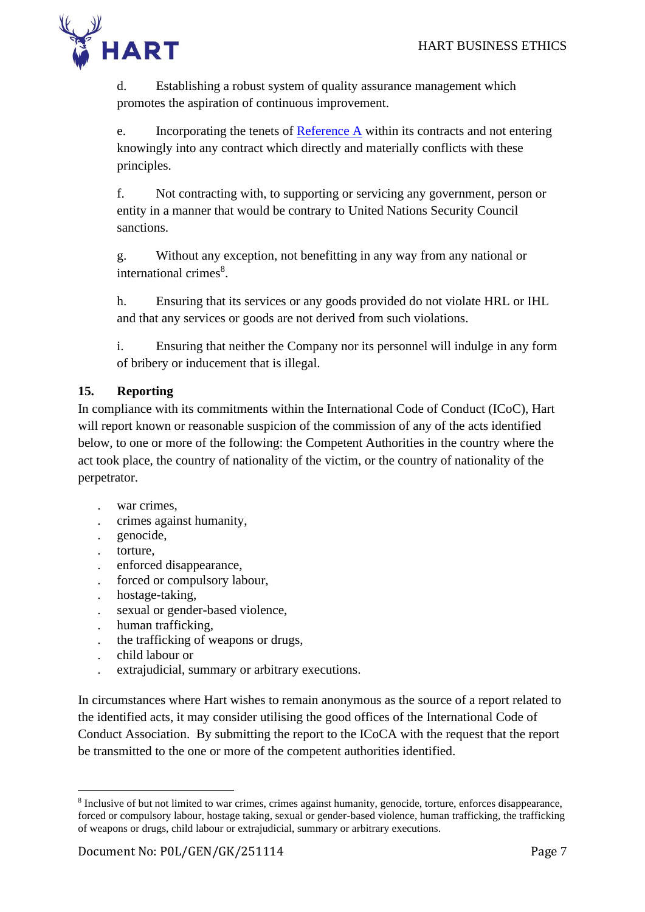d. Establishing a robust system of quality assurance management which promotes the aspiration of continuous improvement.

e. Incorporating the tenets of [Reference A] within its contracts and not entering knowingly into any contract which directly and materially conflicts with these principles.

f. Not contracting with, to supporting or servicing any government, person or entity in a manner that would be contrary to United Nations Security Council sanctions.

g. Without any exception, not benefitting in any way from any national or international crimes[8].

h. Ensuring that its services or any goods provided do not violate HRL or IHL and that any services or goods are not derived from such violations.

i. Ensuring that neither the Company nor its personnel will indulge in any form of bribery or inducement that is illegal.

**15. Reporting**

In compliance with its commitments within the International Code of Conduct (ICoC), Hart will report known or reasonable suspicion of the commission of any of the acts identified below, to one or more of the following: the Competent Authorities in the country where the act took place, the country of nationality of the victim, or the country of nationality of the perpetrator.

- war crimes,
- crimes against humanity,
- genocide,
- torture,
- enforced disappearance,
- forced or compulsory labour,
- hostage-taking,
- sexual or gender-based violence,
- human trafficking,
- the trafficking of weapons or drugs,
- child labour or
- extrajudicial, summary or arbitrary executions.

In circumstances where Hart wishes to remain anonymous as the source of a report related to the identified acts, it may consider utilising the good offices of the International Code of Conduct Association. By submitting the report to the ICoCA with the request that the report be transmitted to the one or more of the competent authorities identified.

---

[8] Inclusive of but not limited to war crimes, crimes against humanity, genocide, torture, enforces disappearance, forced or compulsory labour, hostage taking, sexual or gender-based violence, human trafficking, the trafficking of weapons or drugs, child labour or extrajudicial, summary or arbitrary executions.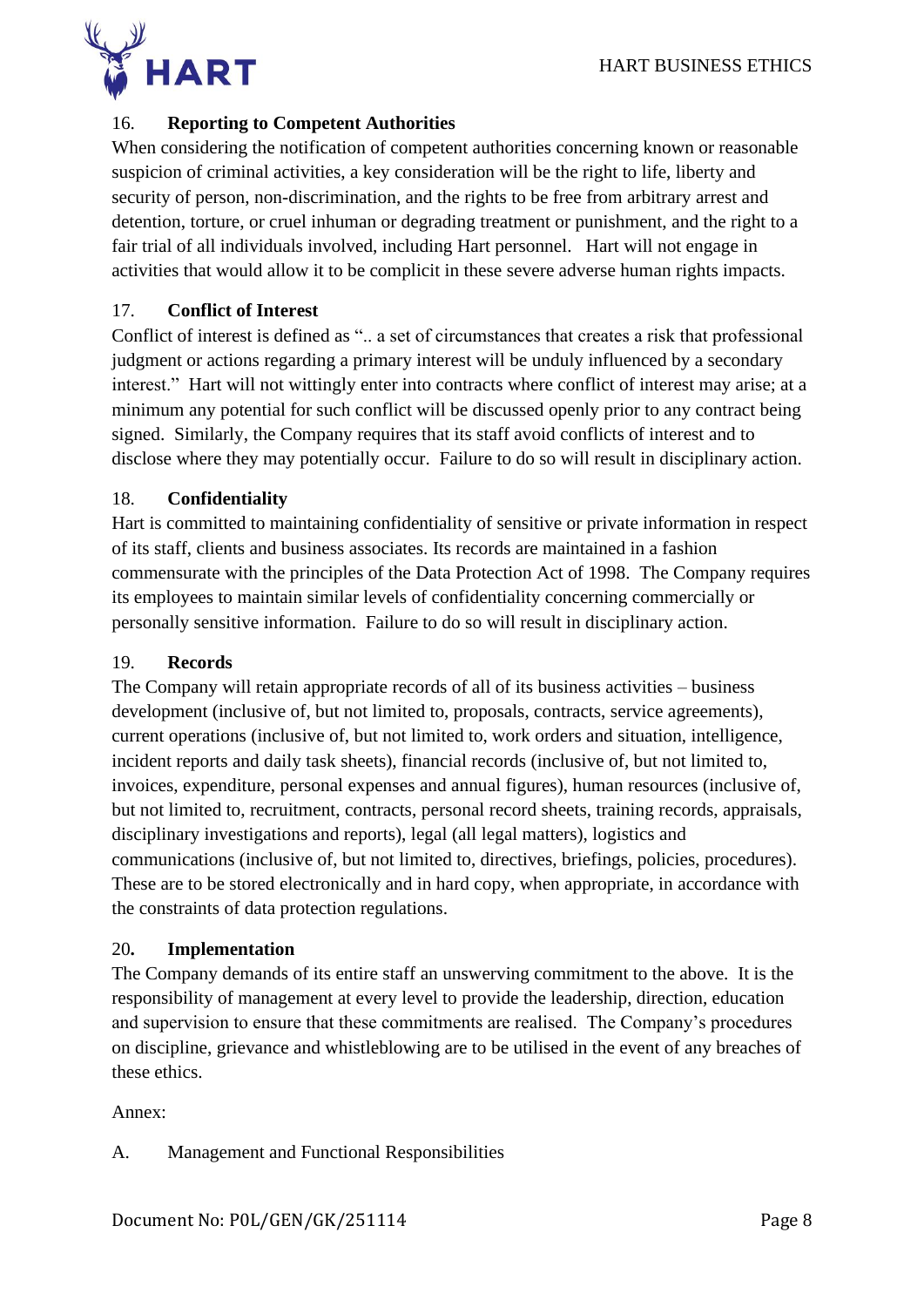## 16. Reporting to Competent Authorities

When considering the notification of competent authorities concerning known or reasonable suspicion of criminal activities, a key consideration will be the right to life, liberty and security of person, non-discrimination, and the rights to be free from arbitrary arrest and detention, torture, or cruel inhuman or degrading treatment or punishment, and the right to a fair trial of all individuals involved, including Hart personnel. Hart will not engage in activities that would allow it to be complicit in these severe adverse human rights impacts.

## 17. Conflict of Interest

Conflict of interest is defined as ".. a set of circumstances that creates a risk that professional judgment or actions regarding a primary interest will be unduly influenced by a secondary interest." Hart will not wittingly enter into contracts where conflict of interest may arise; at a minimum any potential for such conflict will be discussed openly prior to any contract being signed. Similarly, the Company requires that its staff avoid conflicts of interest and to disclose where they may potentially occur. Failure to do so will result in disciplinary action.

## 18. Confidentiality

Hart is committed to maintaining confidentiality of sensitive or private information in respect of its staff, clients and business associates. Its records are maintained in a fashion commensurate with the principles of the Data Protection Act of 1998. The Company requires its employees to maintain similar levels of confidentiality concerning commercially or personally sensitive information. Failure to do so will result in disciplinary action.

## 19. Records

The Company will retain appropriate records of all of its business activities – business development (inclusive of, but not limited to, proposals, contracts, service agreements), current operations (inclusive of, but not limited to, work orders and situation, intelligence, incident reports and daily task sheets), financial records (inclusive of, but not limited to, invoices, expenditure, personal expenses and annual figures), human resources (inclusive of, but not limited to, recruitment, contracts, personal record sheets, training records, appraisals, disciplinary investigations and reports), legal (all legal matters), logistics and communications (inclusive of, but not limited to, directives, briefings, policies, procedures). These are to be stored electronically and in hard copy, when appropriate, in accordance with the constraints of data protection regulations.

## 20. Implementation

The Company demands of its entire staff an unswerving commitment to the above. It is the responsibility of management at every level to provide the leadership, direction, education and supervision to ensure that these commitments are realised. The Company's procedures on discipline, grievance and whistleblowing are to be utilised in the event of any breaches of these ethics.

Annex:

A. Management and Functional Responsibilities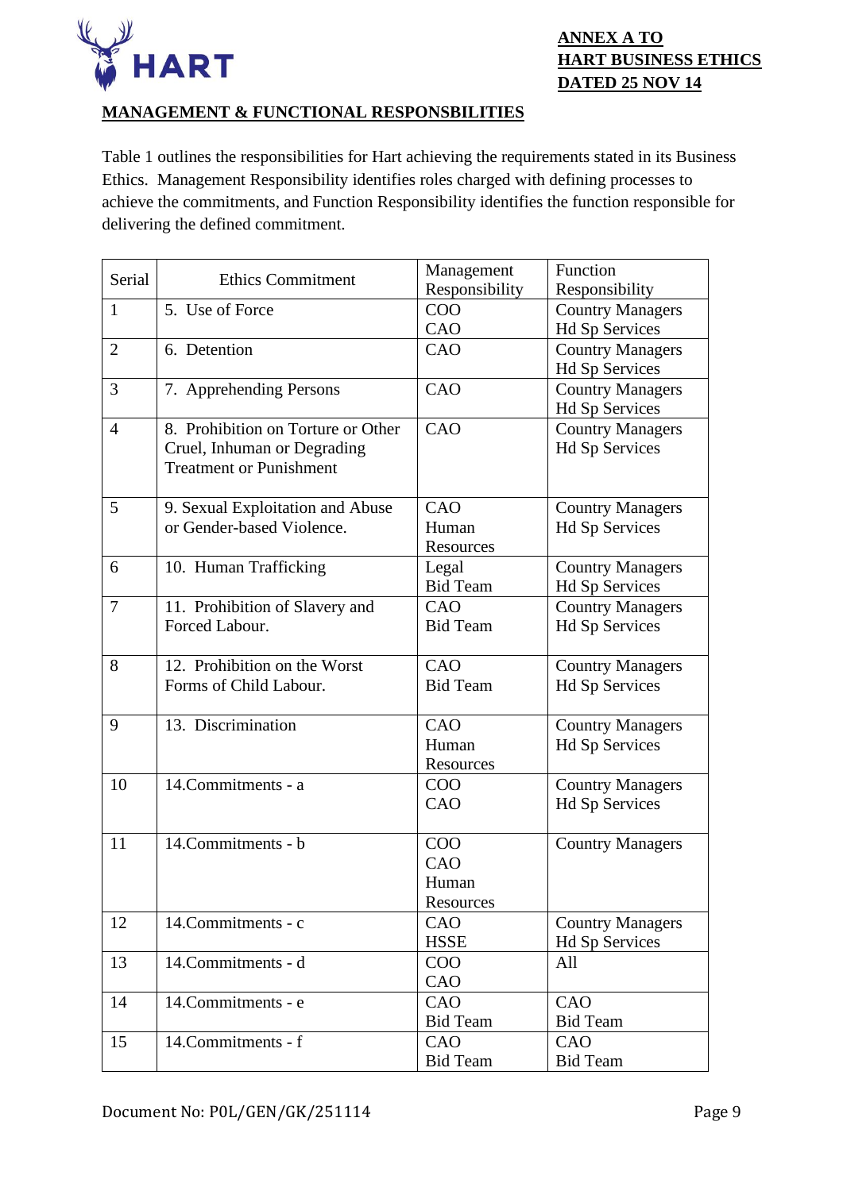**ANNEX A TO**
**HART BUSINESS ETHICS**
**DATED 25 NOV 14**

## MANAGEMENT & FUNCTIONAL RESPONSBILITIES

Table 1 outlines the responsibilities for Hart achieving the requirements stated in its Business Ethics. Management Responsibility identifies roles charged with defining processes to achieve the commitments, and Function Responsibility identifies the function responsible for delivering the defined commitment.

| Serial | Ethics Commitment | Management Responsibility | Function Responsibility |
|---|---|---|---|
| 1 | 5. Use of Force | COO<br>CAO | Country Managers<br>Hd Sp Services |
| 2 | 6. Detention | CAO | Country Managers<br>Hd Sp Services |
| 3 | 7. Apprehending Persons | CAO | Country Managers<br>Hd Sp Services |
| 4 | 8. Prohibition on Torture or Other Cruel, Inhuman or Degrading Treatment or Punishment | CAO | Country Managers<br>Hd Sp Services |
| 5 | 9. Sexual Exploitation and Abuse or Gender-based Violence. | CAO<br>Human Resources | Country Managers<br>Hd Sp Services |
| 6 | 10. Human Trafficking | Legal<br>Bid Team | Country Managers<br>Hd Sp Services |
| 7 | 11. Prohibition of Slavery and Forced Labour. | CAO<br>Bid Team | Country Managers<br>Hd Sp Services |
| 8 | 12. Prohibition on the Worst Forms of Child Labour. | CAO<br>Bid Team | Country Managers<br>Hd Sp Services |
| 9 | 13. Discrimination | CAO<br>Human Resources | Country Managers<br>Hd Sp Services |
| 10 | 14.Commitments - a | COO<br>CAO | Country Managers<br>Hd Sp Services |
| 11 | 14.Commitments - b | COO<br>CAO<br>Human Resources | Country Managers |
| 12 | 14.Commitments - c | CAO<br>HSSE | Country Managers<br>Hd Sp Services |
| 13 | 14.Commitments - d | COO<br>CAO | All |
| 14 | 14.Commitments - e | CAO<br>Bid Team | CAO<br>Bid Team |
| 15 | 14.Commitments - f | CAO<br>Bid Team | CAO<br>Bid Team |

Document No: P0L/GEN/GK/251114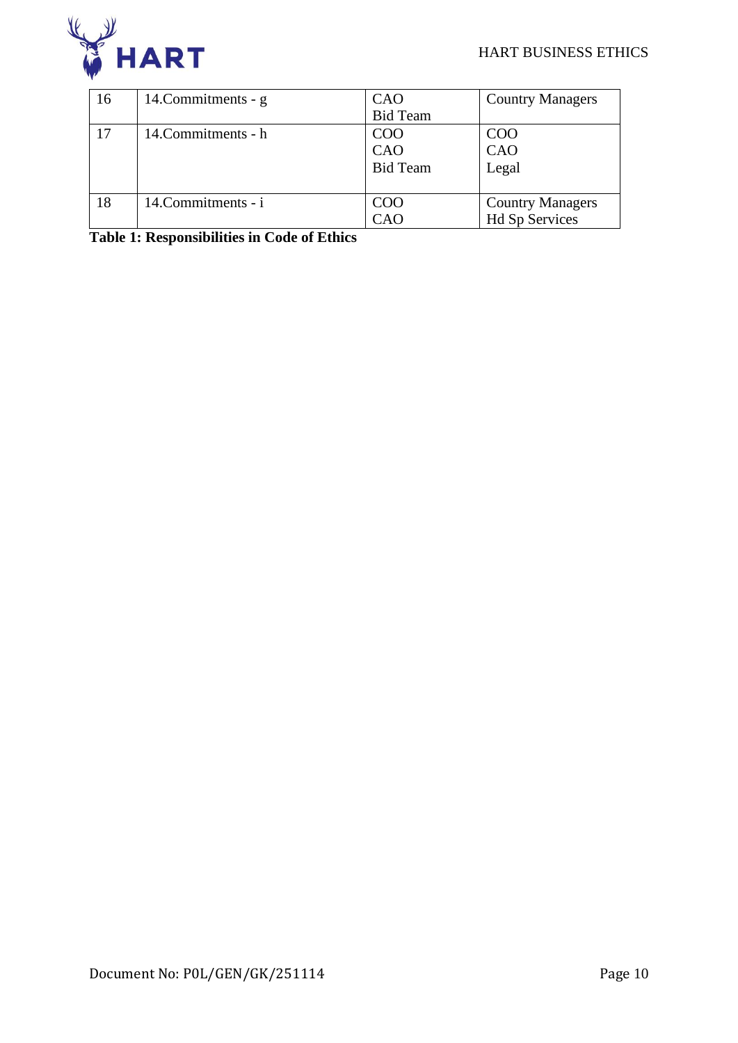| | | | |
|---|---|---|---|
| 16 | 14.Commitments - g | CAO<br>Bid Team | Country Managers |
| 17 | 14.Commitments - h | COO<br>CAO<br>Bid Team | COO<br>CAO<br>Legal |
| 18 | 14.Commitments - i | COO<br>CAO | Country Managers<br>Hd Sp Services |

**Table 1: Responsibilities in Code of Ethics**